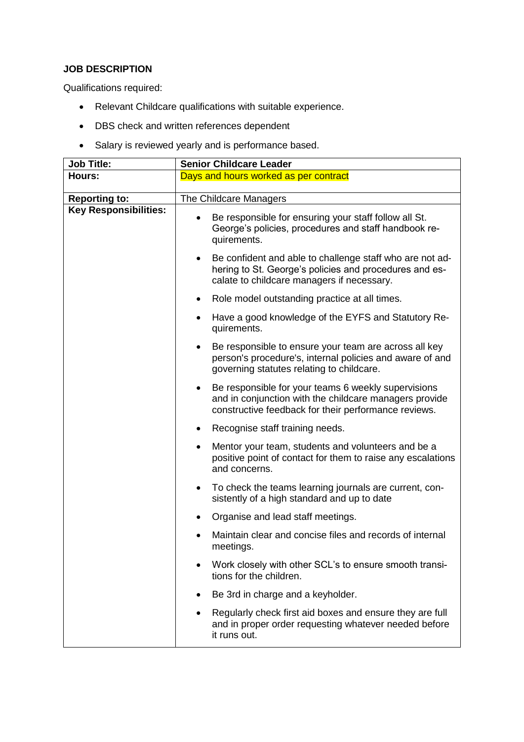**JOB DESCRIPTION**

Qualifications required:

- Relevant Childcare qualifications with suitable experience.
- DBS check and written references dependent
- Salary is reviewed yearly and is performance based.

| **Job Title:** | **Senior Childcare Leader** |
|---|---|
| **Hours:** | Days and hours worked as per contract |
| **Reporting to:** | The Childcare Managers |
| **Key Responsibilities:** | • Be responsible for ensuring your staff follow all St. George's policies, procedures and staff handbook requirements.<br>• Be confident and able to challenge staff who are not adhering to St. George's policies and procedures and escalate to childcare managers if necessary.<br>• Role model outstanding practice at all times.<br>• Have a good knowledge of the EYFS and Statutory Requirements.<br>• Be responsible to ensure your team are across all key person's procedure's, internal policies and aware of and governing statutes relating to childcare.<br>• Be responsible for your teams 6 weekly supervisions and in conjunction with the childcare managers provide constructive feedback for their performance reviews.<br>• Recognise staff training needs.<br>• Mentor your team, students and volunteers and be a positive point of contact for them to raise any escalations and concerns.<br>• To check the teams learning journals are current, consistently of a high standard and up to date<br>• Organise and lead staff meetings.<br>• Maintain clear and concise files and records of internal meetings.<br>• Work closely with other SCL's to ensure smooth transitions for the children.<br>• Be 3rd in charge and a keyholder.<br>• Regularly check first aid boxes and ensure they are full and in proper order requesting whatever needed before it runs out. |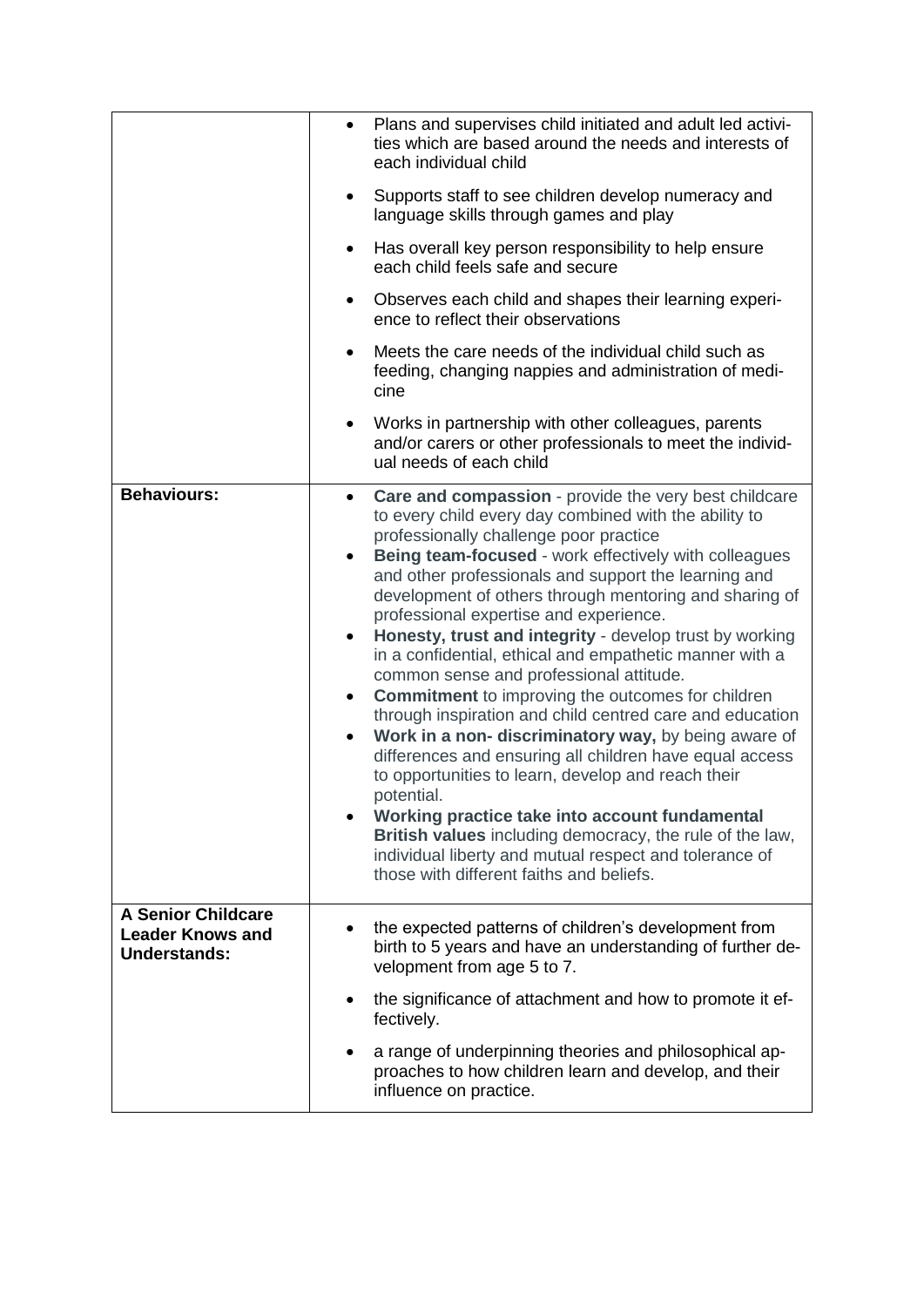| | |
|---|---|
| | • Plans and supervises child initiated and adult led activities which are based around the needs and interests of each individual child<br>• Supports staff to see children develop numeracy and language skills through games and play<br>• Has overall key person responsibility to help ensure each child feels safe and secure<br>• Observes each child and shapes their learning experience to reflect their observations<br>• Meets the care needs of the individual child such as feeding, changing nappies and administration of medicine<br>• Works in partnership with other colleagues, parents and/or carers or other professionals to meet the individual needs of each child |
| **Behaviours:** | • **Care and compassion** - provide the very best childcare to every child every day combined with the ability to professionally challenge poor practice<br>• **Being team-focused** - work effectively with colleagues and other professionals and support the learning and development of others through mentoring and sharing of professional expertise and experience.<br>• **Honesty, trust and integrity** - develop trust by working in a confidential, ethical and empathetic manner with a common sense and professional attitude.<br>• **Commitment** to improving the outcomes for children through inspiration and child centred care and education<br>• **Work in a non- discriminatory way,** by being aware of differences and ensuring all children have equal access to opportunities to learn, develop and reach their potential.<br>• **Working practice take into account fundamental British values** including democracy, the rule of the law, individual liberty and mutual respect and tolerance of those with different faiths and beliefs. |
| **A Senior Childcare Leader Knows and Understands:** | • the expected patterns of children's development from birth to 5 years and have an understanding of further development from age 5 to 7.<br>• the significance of attachment and how to promote it effectively.<br>• a range of underpinning theories and philosophical approaches to how children learn and develop, and their influence on practice. |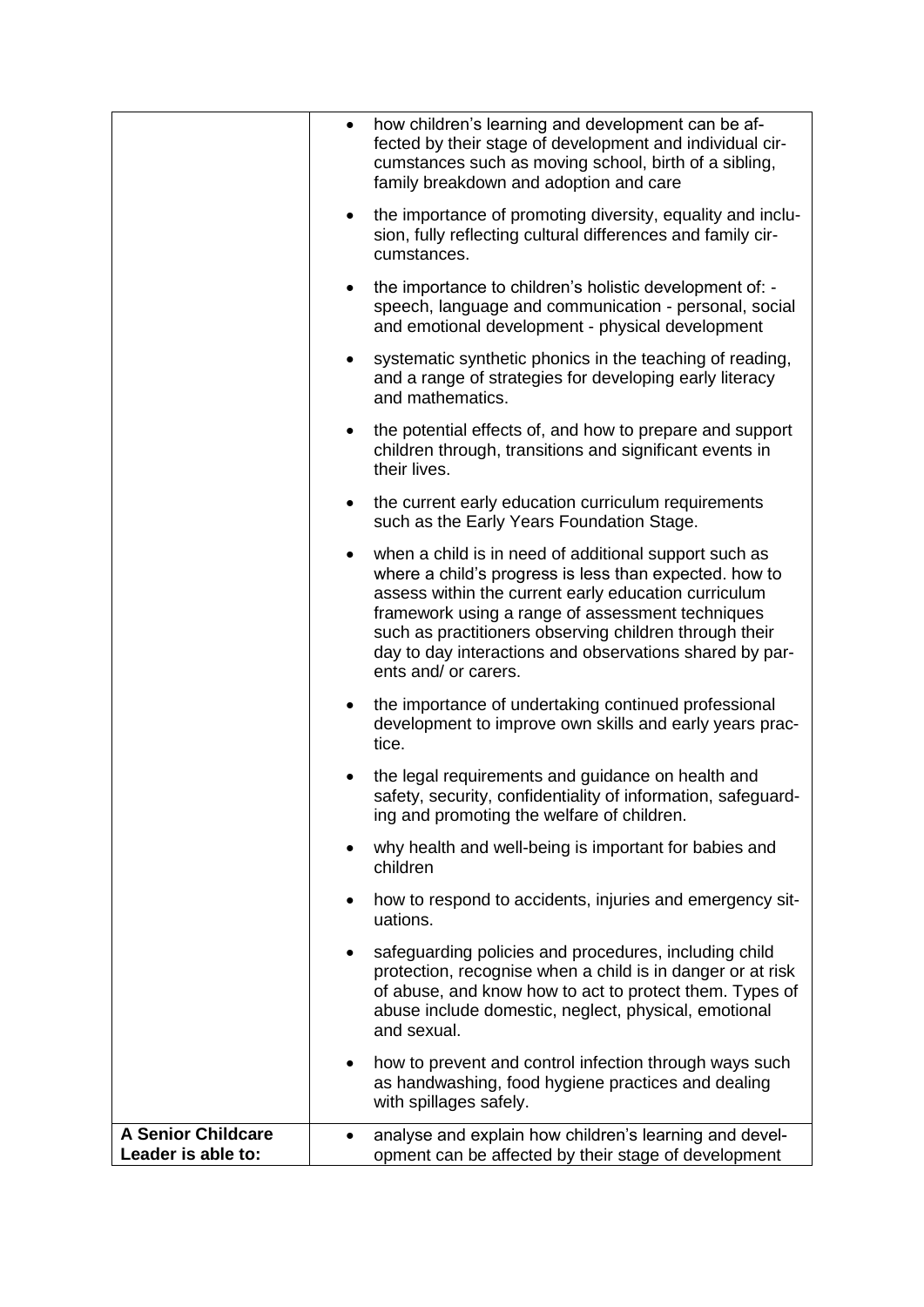| | |
|---|---|
| | • how children's learning and development can be affected by their stage of development and individual circumstances such as moving school, birth of a sibling, family breakdown and adoption and care<br><br>• the importance of promoting diversity, equality and inclusion, fully reflecting cultural differences and family circumstances.<br><br>• the importance to children's holistic development of: - speech, language and communication - personal, social and emotional development - physical development<br><br>• systematic synthetic phonics in the teaching of reading, and a range of strategies for developing early literacy and mathematics.<br><br>• the potential effects of, and how to prepare and support children through, transitions and significant events in their lives.<br><br>• the current early education curriculum requirements such as the Early Years Foundation Stage.<br><br>• when a child is in need of additional support such as where a child's progress is less than expected. how to assess within the current early education curriculum framework using a range of assessment techniques such as practitioners observing children through their day to day interactions and observations shared by parents and/ or carers.<br><br>• the importance of undertaking continued professional development to improve own skills and early years practice.<br><br>• the legal requirements and guidance on health and safety, security, confidentiality of information, safeguarding and promoting the welfare of children.<br><br>• why health and well-being is important for babies and children<br><br>• how to respond to accidents, injuries and emergency situations.<br><br>• safeguarding policies and procedures, including child protection, recognise when a child is in danger or at risk of abuse, and know how to act to protect them. Types of abuse include domestic, neglect, physical, emotional and sexual.<br><br>• how to prevent and control infection through ways such as handwashing, food hygiene practices and dealing with spillages safely. |
| **A Senior Childcare Leader is able to:** | • analyse and explain how children's learning and development can be affected by their stage of development |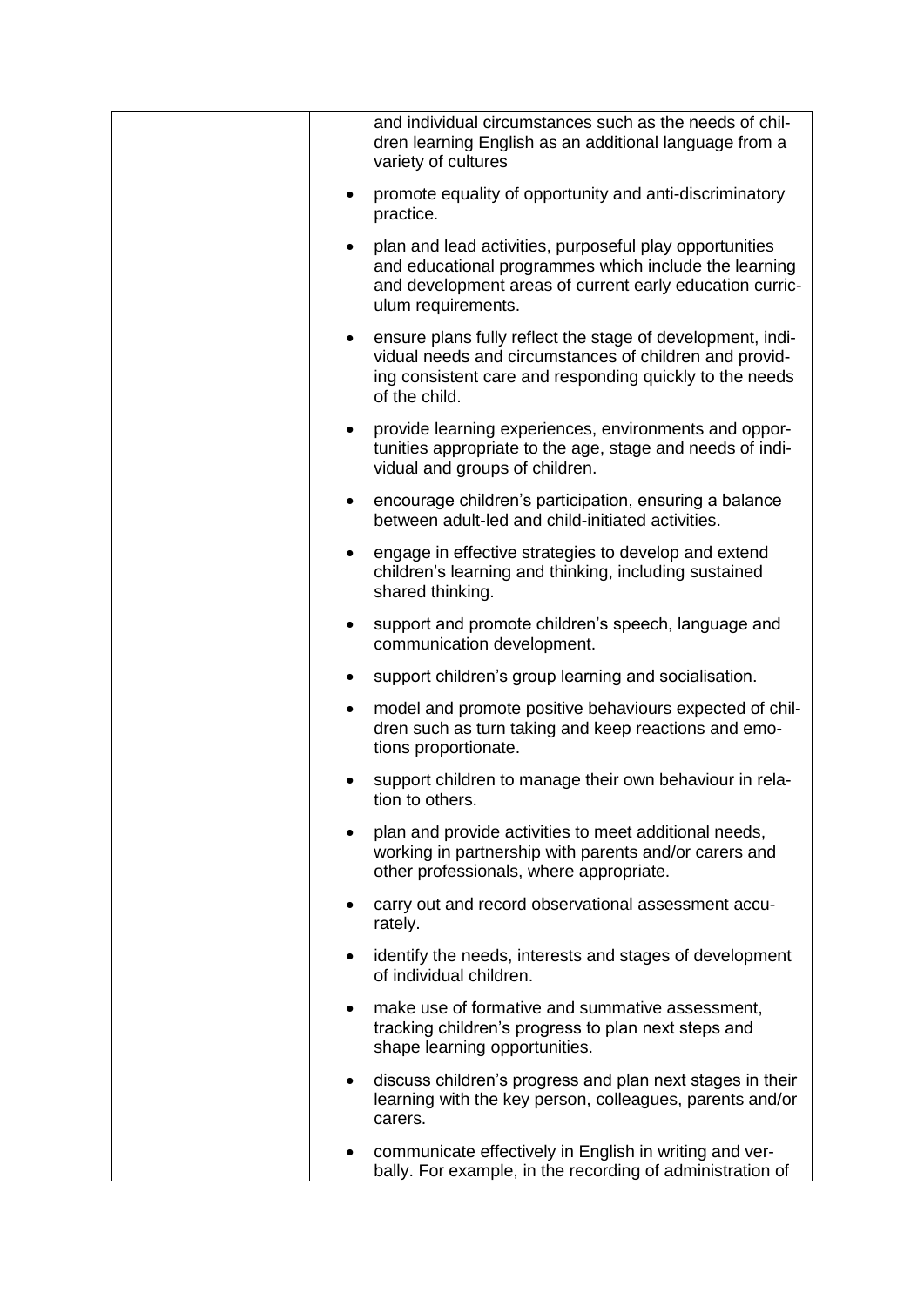| | |
|---|---|
| | and individual circumstances such as the needs of children learning English as an additional language from a variety of cultures<br>• promote equality of opportunity and anti-discriminatory practice.<br>• plan and lead activities, purposeful play opportunities and educational programmes which include the learning and development areas of current early education curriculum requirements.<br>• ensure plans fully reflect the stage of development, individual needs and circumstances of children and providing consistent care and responding quickly to the needs of the child.<br>• provide learning experiences, environments and opportunities appropriate to the age, stage and needs of individual and groups of children.<br>• encourage children's participation, ensuring a balance between adult-led and child-initiated activities.<br>• engage in effective strategies to develop and extend children's learning and thinking, including sustained shared thinking.<br>• support and promote children's speech, language and communication development.<br>• support children's group learning and socialisation.<br>• model and promote positive behaviours expected of children such as turn taking and keep reactions and emotions proportionate.<br>• support children to manage their own behaviour in relation to others.<br>• plan and provide activities to meet additional needs, working in partnership with parents and/or carers and other professionals, where appropriate.<br>• carry out and record observational assessment accurately.<br>• identify the needs, interests and stages of development of individual children.<br>• make use of formative and summative assessment, tracking children's progress to plan next steps and shape learning opportunities.<br>• discuss children's progress and plan next stages in their learning with the key person, colleagues, parents and/or carers.<br>• communicate effectively in English in writing and verbally. For example, in the recording of administration of |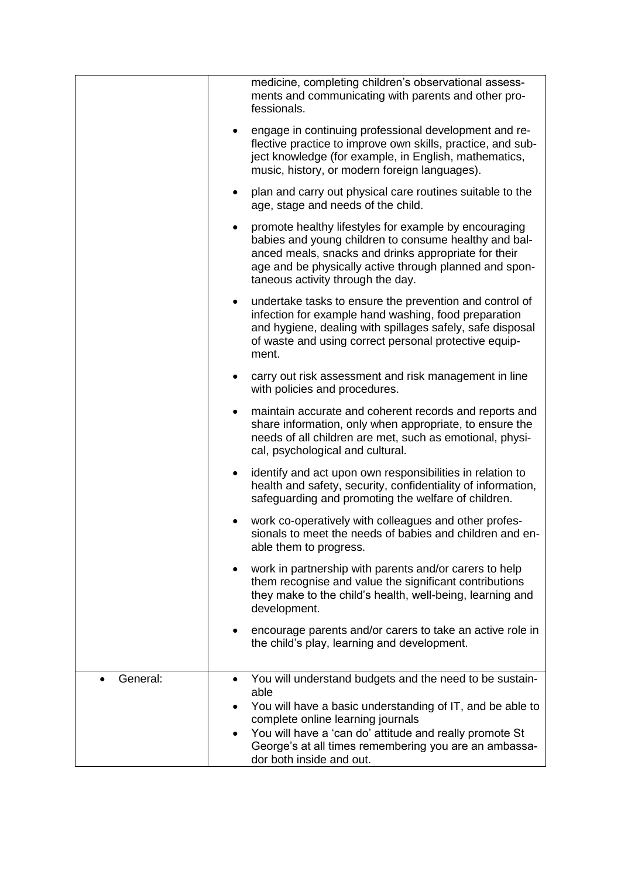| | |
|---|---|
| | medicine, completing children's observational assessments and communicating with parents and other professionals.<br><br>• engage in continuing professional development and reflective practice to improve own skills, practice, and subject knowledge (for example, in English, mathematics, music, history, or modern foreign languages).<br><br>• plan and carry out physical care routines suitable to the age, stage and needs of the child.<br><br>• promote healthy lifestyles for example by encouraging babies and young children to consume healthy and balanced meals, snacks and drinks appropriate for their age and be physically active through planned and spontaneous activity through the day.<br><br>• undertake tasks to ensure the prevention and control of infection for example hand washing, food preparation and hygiene, dealing with spillages safely, safe disposal of waste and using correct personal protective equipment.<br><br>• carry out risk assessment and risk management in line with policies and procedures.<br><br>• maintain accurate and coherent records and reports and share information, only when appropriate, to ensure the needs of all children are met, such as emotional, physical, psychological and cultural.<br><br>• identify and act upon own responsibilities in relation to health and safety, security, confidentiality of information, safeguarding and promoting the welfare of children.<br><br>• work co-operatively with colleagues and other professionals to meet the needs of babies and children and enable them to progress.<br><br>• work in partnership with parents and/or carers to help them recognise and value the significant contributions they make to the child's health, well-being, learning and development.<br><br>• encourage parents and/or carers to take an active role in the child's play, learning and development. |
| • General: | • You will understand budgets and the need to be sustainable<br>• You will have a basic understanding of IT, and be able to complete online learning journals<br>• You will have a 'can do' attitude and really promote St George's at all times remembering you are an ambassador both inside and out. |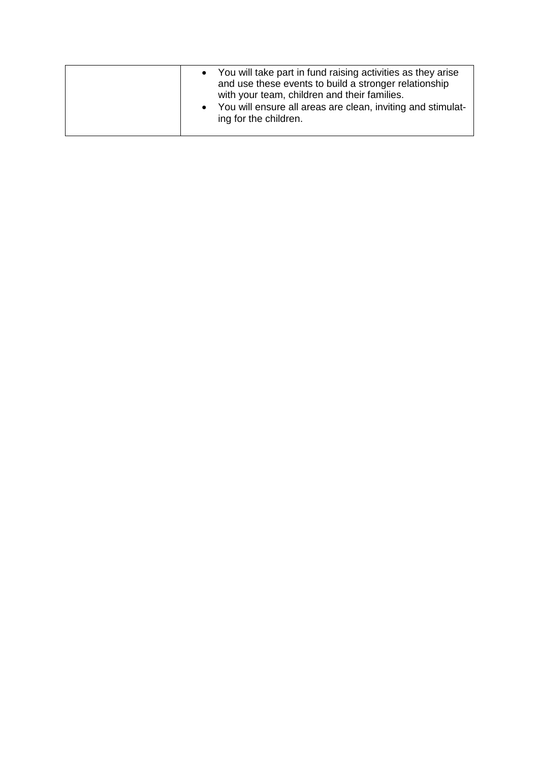| | |
|---|---|
| | • You will take part in fund raising activities as they arise and use these events to build a stronger relationship with your team, children and their families.<br>• You will ensure all areas are clean, inviting and stimulating for the children. |